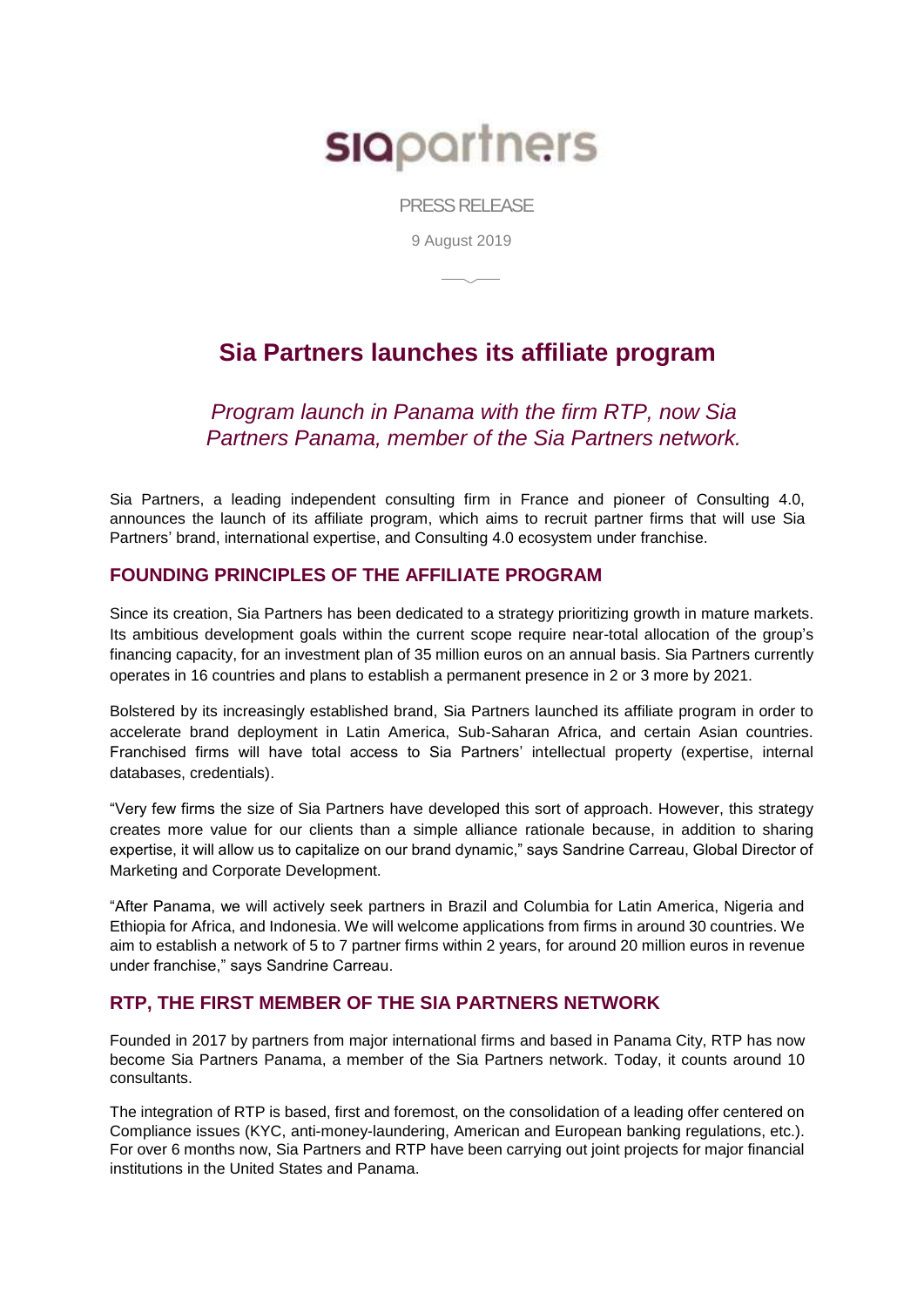siapartners

PRESS RELEASE

9 August 2019

# Sia Partners launches its affiliate program

*Program launch in Panama with the firm RTP, now Sia Partners Panama, member of the Sia Partners network.*

Sia Partners, a leading independent consulting firm in France and pioneer of Consulting 4.0, announces the launch of its affiliate program, which aims to recruit partner firms that will use Sia Partners' brand, international expertise, and Consulting 4.0 ecosystem under franchise.

## FOUNDING PRINCIPLES OF THE AFFILIATE PROGRAM

Since its creation, Sia Partners has been dedicated to a strategy prioritizing growth in mature markets. Its ambitious development goals within the current scope require near-total allocation of the group's financing capacity, for an investment plan of 35 million euros on an annual basis. Sia Partners currently operates in 16 countries and plans to establish a permanent presence in 2 or 3 more by 2021.

Bolstered by its increasingly established brand, Sia Partners launched its affiliate program in order to accelerate brand deployment in Latin America, Sub-Saharan Africa, and certain Asian countries. Franchised firms will have total access to Sia Partners' intellectual property (expertise, internal databases, credentials).

"Very few firms the size of Sia Partners have developed this sort of approach. However, this strategy creates more value for our clients than a simple alliance rationale because, in addition to sharing expertise, it will allow us to capitalize on our brand dynamic," says Sandrine Carreau, Global Director of Marketing and Corporate Development.

"After Panama, we will actively seek partners in Brazil and Columbia for Latin America, Nigeria and Ethiopia for Africa, and Indonesia. We will welcome applications from firms in around 30 countries. We aim to establish a network of 5 to 7 partner firms within 2 years, for around 20 million euros in revenue under franchise," says Sandrine Carreau.

## RTP, THE FIRST MEMBER OF THE SIA PARTNERS NETWORK

Founded in 2017 by partners from major international firms and based in Panama City, RTP has now become Sia Partners Panama, a member of the Sia Partners network. Today, it counts around 10 consultants.

The integration of RTP is based, first and foremost, on the consolidation of a leading offer centered on Compliance issues (KYC, anti-money-laundering, American and European banking regulations, etc.). For over 6 months now, Sia Partners and RTP have been carrying out joint projects for major financial institutions in the United States and Panama.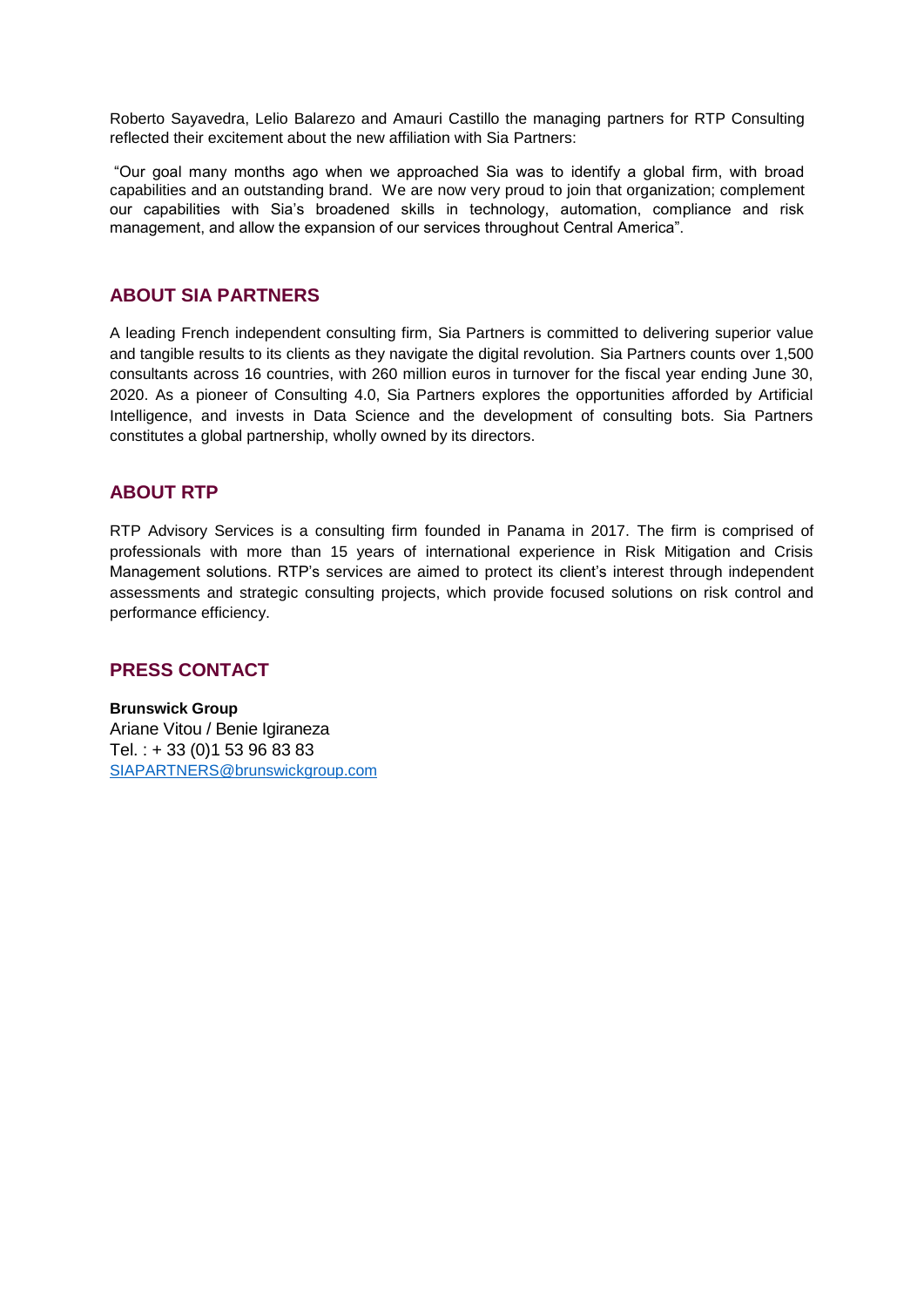Roberto Sayavedra, Lelio Balarezo and Amauri Castillo the managing partners for RTP Consulting reflected their excitement about the new affiliation with Sia Partners:

"Our goal many months ago when we approached Sia was to identify a global firm, with broad capabilities and an outstanding brand. We are now very proud to join that organization; complement our capabilities with Sia's broadened skills in technology, automation, compliance and risk management, and allow the expansion of our services throughout Central America".

## ABOUT SIA PARTNERS

A leading French independent consulting firm, Sia Partners is committed to delivering superior value and tangible results to its clients as they navigate the digital revolution. Sia Partners counts over 1,500 consultants across 16 countries, with 260 million euros in turnover for the fiscal year ending June 30, 2020. As a pioneer of Consulting 4.0, Sia Partners explores the opportunities afforded by Artificial Intelligence, and invests in Data Science and the development of consulting bots. Sia Partners constitutes a global partnership, wholly owned by its directors.

## ABOUT RTP

RTP Advisory Services is a consulting firm founded in Panama in 2017. The firm is comprised of professionals with more than 15 years of international experience in Risk Mitigation and Crisis Management solutions. RTP's services are aimed to protect its client's interest through independent assessments and strategic consulting projects, which provide focused solutions on risk control and performance efficiency.

## PRESS CONTACT

**Brunswick Group**
Ariane Vitou / Benie Igiraneza
Tel. : + 33 (0)1 53 96 83 83
SIAPARTNERS@brunswickgroup.com